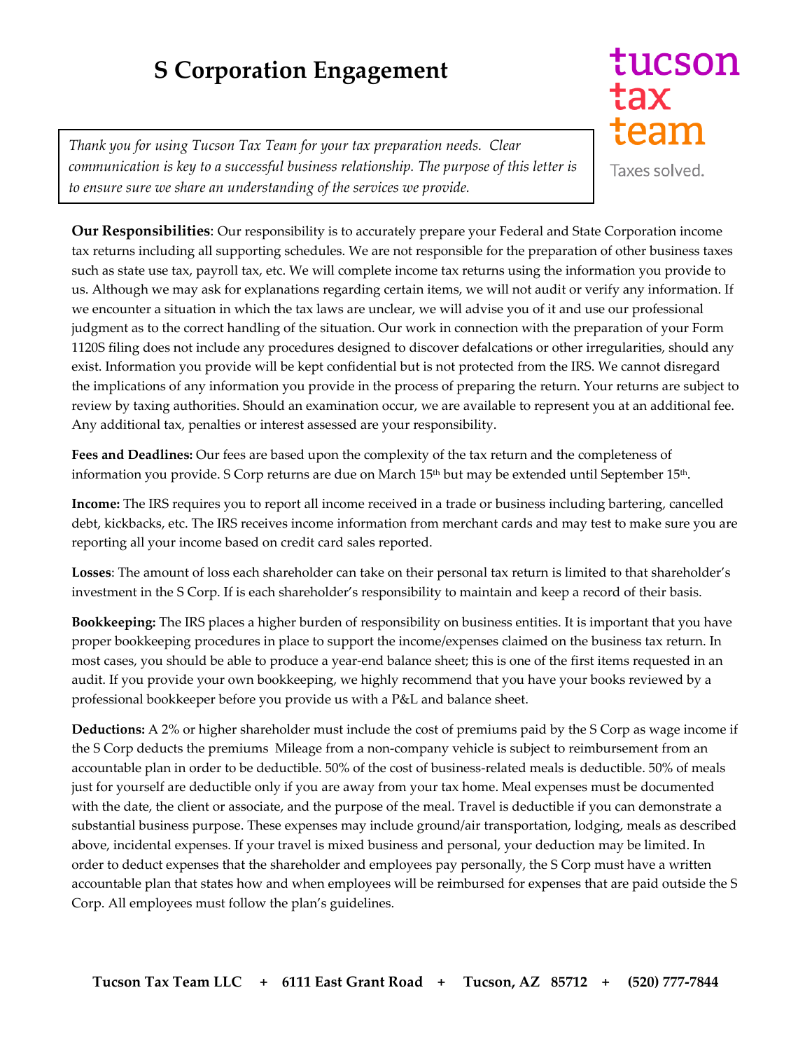# S Corporation Engagement

tucson
tax
team

Taxes solved.

*Thank you for using Tucson Tax Team for your tax preparation needs. Clear communication is key to a successful business relationship. The purpose of this letter is to ensure sure we share an understanding of the services we provide.*

**Our Responsibilities**: Our responsibility is to accurately prepare your Federal and State Corporation income tax returns including all supporting schedules. We are not responsible for the preparation of other business taxes such as state use tax, payroll tax, etc. We will complete income tax returns using the information you provide to us. Although we may ask for explanations regarding certain items, we will not audit or verify any information. If we encounter a situation in which the tax laws are unclear, we will advise you of it and use our professional judgment as to the correct handling of the situation. Our work in connection with the preparation of your Form 1120S filing does not include any procedures designed to discover defalcations or other irregularities, should any exist. Information you provide will be kept confidential but is not protected from the IRS. We cannot disregard the implications of any information you provide in the process of preparing the return. Your returns are subject to review by taxing authorities. Should an examination occur, we are available to represent you at an additional fee. Any additional tax, penalties or interest assessed are your responsibility.

**Fees and Deadlines:** Our fees are based upon the complexity of the tax return and the completeness of information you provide. S Corp returns are due on March 15th but may be extended until September 15th.

**Income:** The IRS requires you to report all income received in a trade or business including bartering, cancelled debt, kickbacks, etc. The IRS receives income information from merchant cards and may test to make sure you are reporting all your income based on credit card sales reported.

**Losses**: The amount of loss each shareholder can take on their personal tax return is limited to that shareholder's investment in the S Corp. If is each shareholder's responsibility to maintain and keep a record of their basis.

**Bookkeeping:** The IRS places a higher burden of responsibility on business entities. It is important that you have proper bookkeeping procedures in place to support the income/expenses claimed on the business tax return. In most cases, you should be able to produce a year-end balance sheet; this is one of the first items requested in an audit. If you provide your own bookkeeping, we highly recommend that you have your books reviewed by a professional bookkeeper before you provide us with a P&L and balance sheet.

**Deductions:** A 2% or higher shareholder must include the cost of premiums paid by the S Corp as wage income if the S Corp deducts the premiums Mileage from a non-company vehicle is subject to reimbursement from an accountable plan in order to be deductible. 50% of the cost of business-related meals is deductible. 50% of meals just for yourself are deductible only if you are away from your tax home. Meal expenses must be documented with the date, the client or associate, and the purpose of the meal. Travel is deductible if you can demonstrate a substantial business purpose. These expenses may include ground/air transportation, lodging, meals as described above, incidental expenses. If your travel is mixed business and personal, your deduction may be limited. In order to deduct expenses that the shareholder and employees pay personally, the S Corp must have a written accountable plan that states how and when employees will be reimbursed for expenses that are paid outside the S Corp. All employees must follow the plan's guidelines.

**Tucson Tax Team LLC + 6111 East Grant Road + Tucson, AZ 85712 + (520) 777-7844**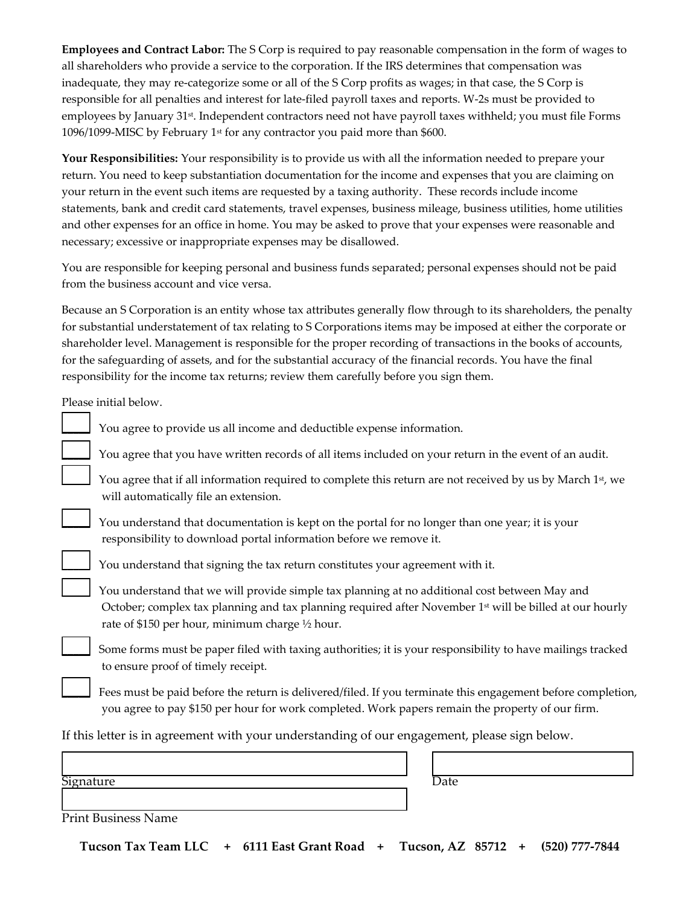**Employees and Contract Labor:** The S Corp is required to pay reasonable compensation in the form of wages to all shareholders who provide a service to the corporation. If the IRS determines that compensation was inadequate, they may re-categorize some or all of the S Corp profits as wages; in that case, the S Corp is responsible for all penalties and interest for late-filed payroll taxes and reports. W-2s must be provided to employees by January 31st. Independent contractors need not have payroll taxes withheld; you must file Forms 1096/1099-MISC by February 1st for any contractor you paid more than $600.

**Your Responsibilities:** Your responsibility is to provide us with all the information needed to prepare your return. You need to keep substantiation documentation for the income and expenses that you are claiming on your return in the event such items are requested by a taxing authority. These records include income statements, bank and credit card statements, travel expenses, business mileage, business utilities, home utilities and other expenses for an office in home. You may be asked to prove that your expenses were reasonable and necessary; excessive or inappropriate expenses may be disallowed.

You are responsible for keeping personal and business funds separated; personal expenses should not be paid from the business account and vice versa.

Because an S Corporation is an entity whose tax attributes generally flow through to its shareholders, the penalty for substantial understatement of tax relating to S Corporations items may be imposed at either the corporate or shareholder level. Management is responsible for the proper recording of transactions in the books of accounts, for the safeguarding of assets, and for the substantial accuracy of the financial records. You have the final responsibility for the income tax returns; review them carefully before you sign them.

Please initial below.

☐ You agree to provide us all income and deductible expense information.

☐ You agree that you have written records of all items included on your return in the event of an audit.

☐ You agree that if all information required to complete this return are not received by us by March 1st, we will automatically file an extension.

☐ You understand that documentation is kept on the portal for no longer than one year; it is your responsibility to download portal information before we remove it.

☐ You understand that signing the tax return constitutes your agreement with it.

☐ You understand that we will provide simple tax planning at no additional cost between May and October; complex tax planning and tax planning required after November 1st will be billed at our hourly rate of $150 per hour, minimum charge ½ hour.

☐ Some forms must be paper filed with taxing authorities; it is your responsibility to have mailings tracked to ensure proof of timely receipt.

☐ Fees must be paid before the return is delivered/filed. If you terminate this engagement before completion, you agree to pay $150 per hour for work completed. Work papers remain the property of our firm.

If this letter is in agreement with your understanding of our engagement, please sign below.

Signature ____________________ Date ____________________

Print Business Name ____________________

**Tucson Tax Team LLC + 6111 East Grant Road + Tucson, AZ 85712 + (520) 777-7844**